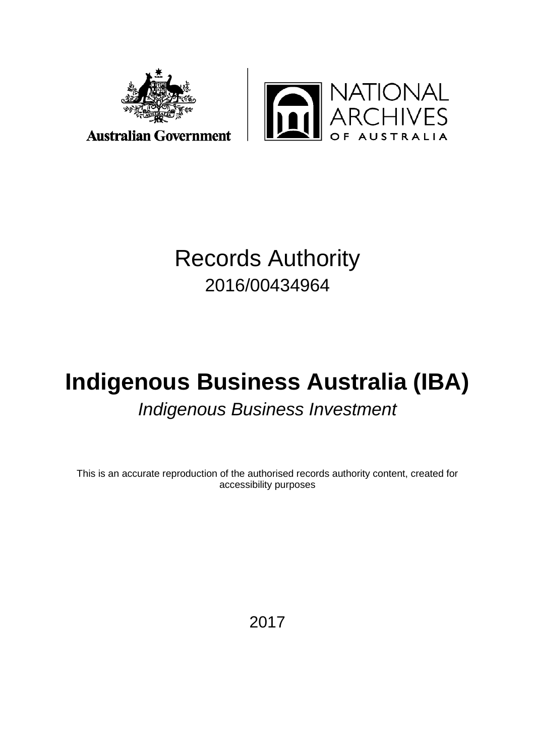Australian Government

NATIONAL ARCHIVES OF AUSTRALIA

# Records Authority

2016/00434964

# Indigenous Business Australia (IBA)

*Indigenous Business Investment*

This is an accurate reproduction of the authorised records authority content, created for accessibility purposes

2017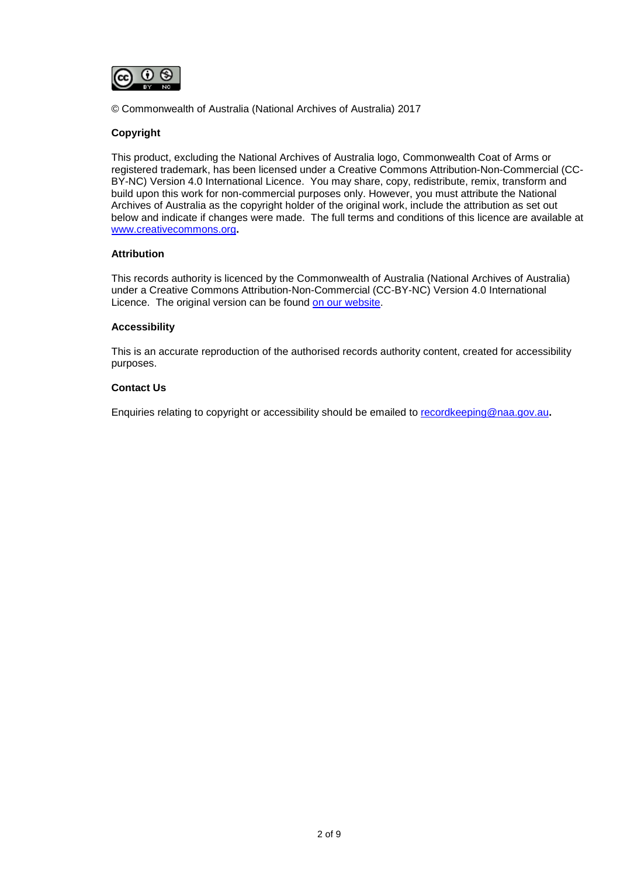© Commonwealth of Australia (National Archives of Australia) 2017

**Copyright**

This product, excluding the National Archives of Australia logo, Commonwealth Coat of Arms or registered trademark, has been licensed under a Creative Commons Attribution-Non-Commercial (CC-BY-NC) Version 4.0 International Licence. You may share, copy, redistribute, remix, transform and build upon this work for non-commercial purposes only. However, you must attribute the National Archives of Australia as the copyright holder of the original work, include the attribution as set out below and indicate if changes were made. The full terms and conditions of this licence are available at [www.creativecommons.org](http://www.creativecommons.org)**.**

**Attribution**

This records authority is licenced by the Commonwealth of Australia (National Archives of Australia) under a Creative Commons Attribution-Non-Commercial (CC-BY-NC) Version 4.0 International Licence. The original version can be found on our website.

**Accessibility**

This is an accurate reproduction of the authorised records authority content, created for accessibility purposes.

**Contact Us**

Enquiries relating to copyright or accessibility should be emailed to [recordkeeping@naa.gov.au](mailto:recordkeeping@naa.gov.au)**.**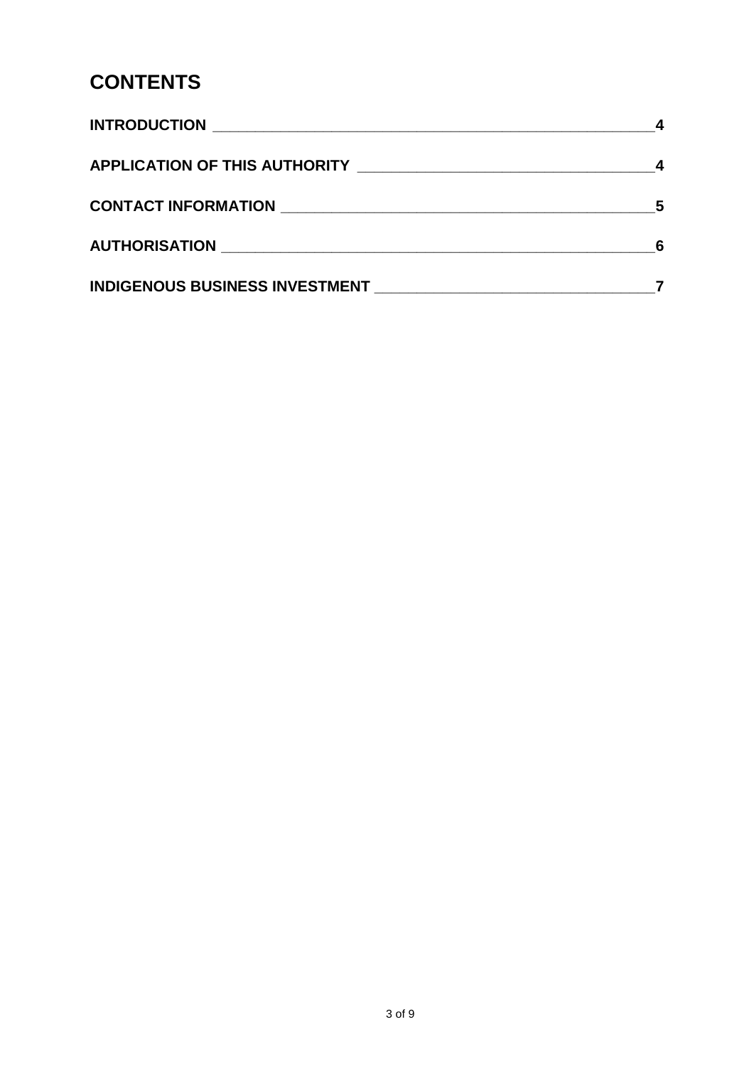# CONTENTS

| | |
|---|---|
| **INTRODUCTION** | **4** |
| **APPLICATION OF THIS AUTHORITY** | **4** |
| **CONTACT INFORMATION** | **5** |
| **AUTHORISATION** | **6** |
| **INDIGENOUS BUSINESS INVESTMENT** | **7** |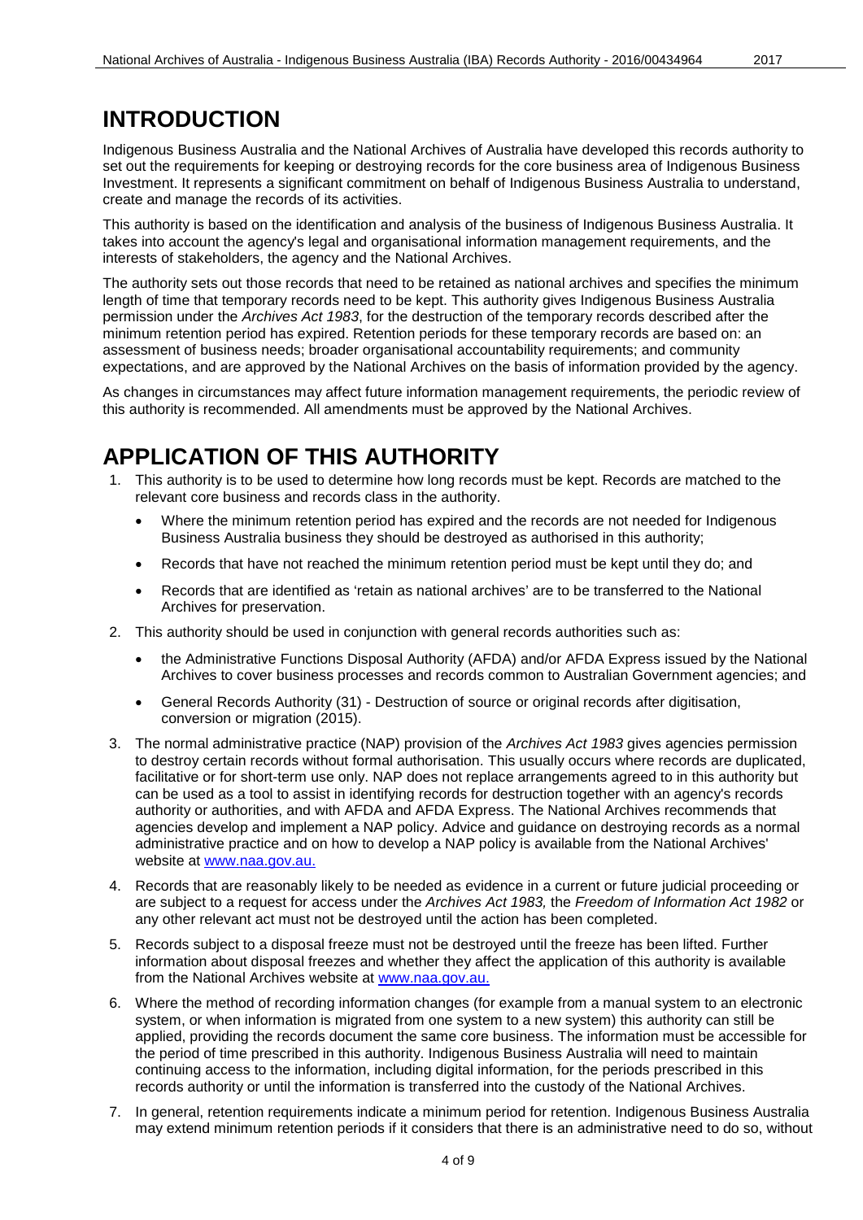# INTRODUCTION

Indigenous Business Australia and the National Archives of Australia have developed this records authority to set out the requirements for keeping or destroying records for the core business area of Indigenous Business Investment. It represents a significant commitment on behalf of Indigenous Business Australia to understand, create and manage the records of its activities.

This authority is based on the identification and analysis of the business of Indigenous Business Australia. It takes into account the agency's legal and organisational information management requirements, and the interests of stakeholders, the agency and the National Archives.

The authority sets out those records that need to be retained as national archives and specifies the minimum length of time that temporary records need to be kept. This authority gives Indigenous Business Australia permission under the *Archives Act 1983*, for the destruction of the temporary records described after the minimum retention period has expired. Retention periods for these temporary records are based on: an assessment of business needs; broader organisational accountability requirements; and community expectations, and are approved by the National Archives on the basis of information provided by the agency.

As changes in circumstances may affect future information management requirements, the periodic review of this authority is recommended. All amendments must be approved by the National Archives.

# APPLICATION OF THIS AUTHORITY

1. This authority is to be used to determine how long records must be kept. Records are matched to the relevant core business and records class in the authority.
   - Where the minimum retention period has expired and the records are not needed for Indigenous Business Australia business they should be destroyed as authorised in this authority;
   - Records that have not reached the minimum retention period must be kept until they do; and
   - Records that are identified as 'retain as national archives' are to be transferred to the National Archives for preservation.
2. This authority should be used in conjunction with general records authorities such as:
   - the Administrative Functions Disposal Authority (AFDA) and/or AFDA Express issued by the National Archives to cover business processes and records common to Australian Government agencies; and
   - General Records Authority (31) - Destruction of source or original records after digitisation, conversion or migration (2015).
3. The normal administrative practice (NAP) provision of the *Archives Act 1983* gives agencies permission to destroy certain records without formal authorisation. This usually occurs where records are duplicated, facilitative or for short-term use only. NAP does not replace arrangements agreed to in this authority but can be used as a tool to assist in identifying records for destruction together with an agency's records authority or authorities, and with AFDA and AFDA Express. The National Archives recommends that agencies develop and implement a NAP policy. Advice and guidance on destroying records as a normal administrative practice and on how to develop a NAP policy is available from the National Archives' website at www.naa.gov.au.
4. Records that are reasonably likely to be needed as evidence in a current or future judicial proceeding or are subject to a request for access under the *Archives Act 1983,* the *Freedom of Information Act 1982* or any other relevant act must not be destroyed until the action has been completed.
5. Records subject to a disposal freeze must not be destroyed until the freeze has been lifted. Further information about disposal freezes and whether they affect the application of this authority is available from the National Archives website at www.naa.gov.au.
6. Where the method of recording information changes (for example from a manual system to an electronic system, or when information is migrated from one system to a new system) this authority can still be applied, providing the records document the same core business. The information must be accessible for the period of time prescribed in this authority. Indigenous Business Australia will need to maintain continuing access to the information, including digital information, for the periods prescribed in this records authority or until the information is transferred into the custody of the National Archives.
7. In general, retention requirements indicate a minimum period for retention. Indigenous Business Australia may extend minimum retention periods if it considers that there is an administrative need to do so, without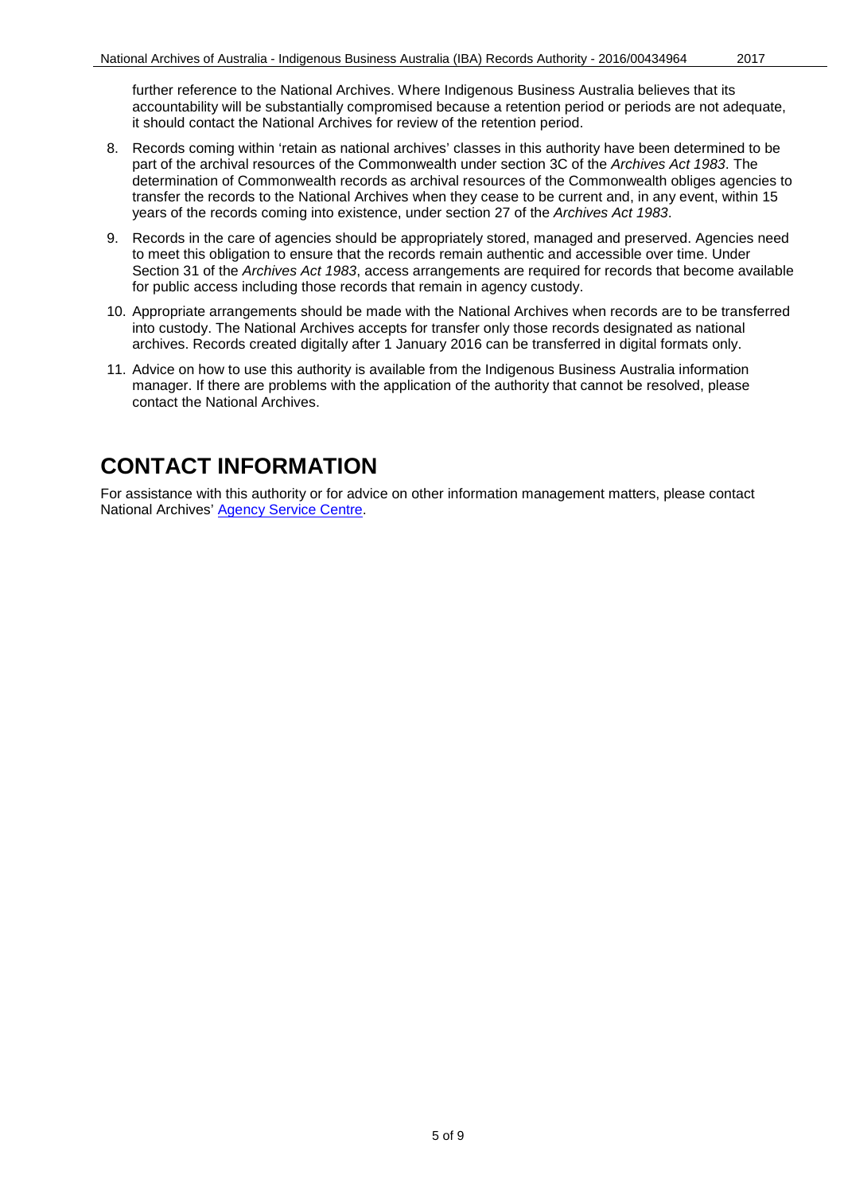further reference to the National Archives. Where Indigenous Business Australia believes that its accountability will be substantially compromised because a retention period or periods are not adequate, it should contact the National Archives for review of the retention period.

8. Records coming within 'retain as national archives' classes in this authority have been determined to be part of the archival resources of the Commonwealth under section 3C of the *Archives Act 1983*. The determination of Commonwealth records as archival resources of the Commonwealth obliges agencies to transfer the records to the National Archives when they cease to be current and, in any event, within 15 years of the records coming into existence, under section 27 of the *Archives Act 1983*.
9. Records in the care of agencies should be appropriately stored, managed and preserved. Agencies need to meet this obligation to ensure that the records remain authentic and accessible over time. Under Section 31 of the *Archives Act 1983*, access arrangements are required for records that become available for public access including those records that remain in agency custody.
10. Appropriate arrangements should be made with the National Archives when records are to be transferred into custody. The National Archives accepts for transfer only those records designated as national archives. Records created digitally after 1 January 2016 can be transferred in digital formats only.
11. Advice on how to use this authority is available from the Indigenous Business Australia information manager. If there are problems with the application of the authority that cannot be resolved, please contact the National Archives.

# CONTACT INFORMATION

For assistance with this authority or for advice on other information management matters, please contact National Archives' Agency Service Centre.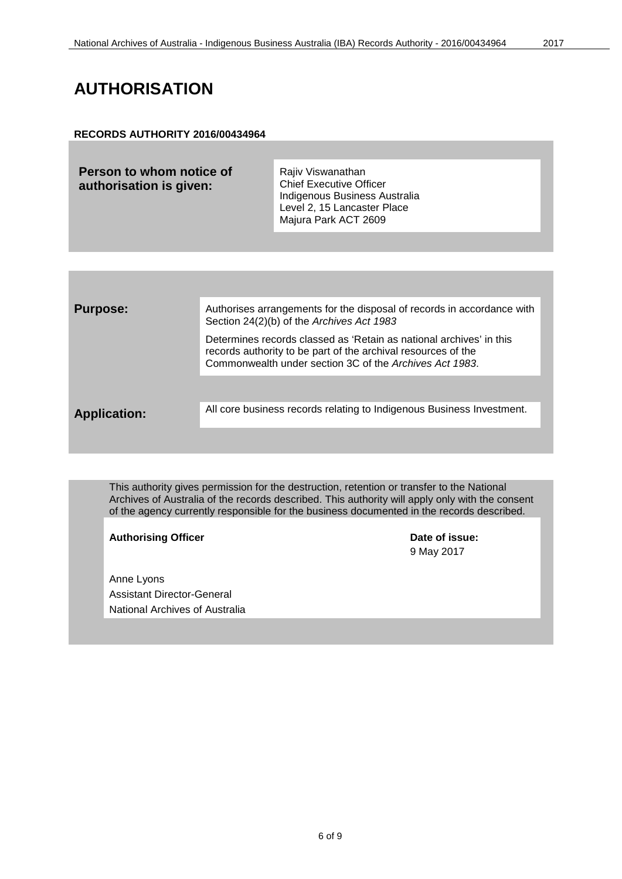# AUTHORISATION

**RECORDS AUTHORITY 2016/00434964**

| | |
|---|---|
| **Person to whom notice of authorisation is given:** | Rajiv Viswanathan<br>Chief Executive Officer<br>Indigenous Business Australia<br>Level 2, 15 Lancaster Place<br>Majura Park ACT 2609 |

| | |
|---|---|
| **Purpose:** | Authorises arrangements for the disposal of records in accordance with Section 24(2)(b) of the *Archives Act 1983*<br><br>Determines records classed as 'Retain as national archives' in this records authority to be part of the archival resources of the Commonwealth under section 3C of the *Archives Act 1983*. |
| **Application:** | All core business records relating to Indigenous Business Investment. |

This authority gives permission for the destruction, retention or transfer to the National Archives of Australia of the records described. This authority will apply only with the consent of the agency currently responsible for the business documented in the records described.

| | |
|---|---|
| **Authorising Officer** | **Date of issue:**<br>9 May 2017 |
| Anne Lyons<br>Assistant Director-General<br>National Archives of Australia | |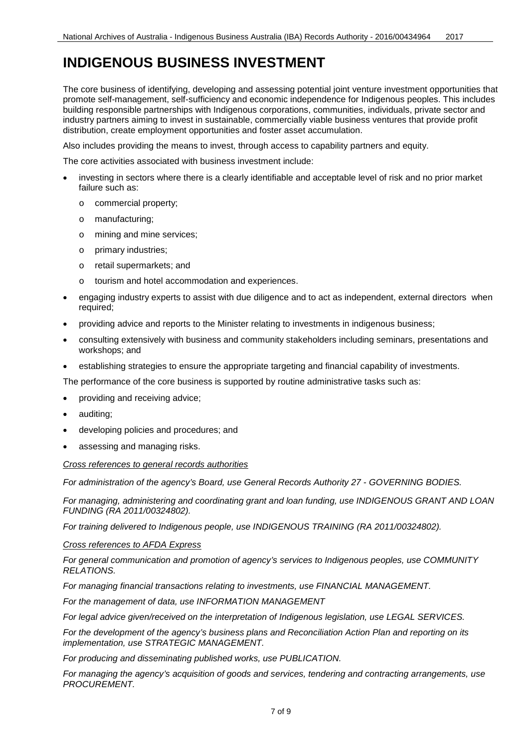# INDIGENOUS BUSINESS INVESTMENT

The core business of identifying, developing and assessing potential joint venture investment opportunities that promote self-management, self-sufficiency and economic independence for Indigenous peoples. This includes building responsible partnerships with Indigenous corporations, communities, individuals, private sector and industry partners aiming to invest in sustainable, commercially viable business ventures that provide profit distribution, create employment opportunities and foster asset accumulation.

Also includes providing the means to invest, through access to capability partners and equity.

The core activities associated with business investment include:

- investing in sectors where there is a clearly identifiable and acceptable level of risk and no prior market failure such as:
  - commercial property;
  - manufacturing;
  - mining and mine services;
  - primary industries;
  - retail supermarkets; and
  - tourism and hotel accommodation and experiences.
- engaging industry experts to assist with due diligence and to act as independent, external directors when required;
- providing advice and reports to the Minister relating to investments in indigenous business;
- consulting extensively with business and community stakeholders including seminars, presentations and workshops; and
- establishing strategies to ensure the appropriate targeting and financial capability of investments.

The performance of the core business is supported by routine administrative tasks such as:

- providing and receiving advice;
- auditing;
- developing policies and procedures; and
- assessing and managing risks.

*Cross references to general records authorities*

*For administration of the agency's Board, use General Records Authority 27 - GOVERNING BODIES.*

*For managing, administering and coordinating grant and loan funding, use INDIGENOUS GRANT AND LOAN FUNDING (RA 2011/00324802).*

*For training delivered to Indigenous people, use INDIGENOUS TRAINING (RA 2011/00324802).*

*Cross references to AFDA Express*

*For general communication and promotion of agency's services to Indigenous peoples, use COMMUNITY RELATIONS.*

*For managing financial transactions relating to investments, use FINANCIAL MANAGEMENT.*

*For the management of data, use INFORMATION MANAGEMENT*

*For legal advice given/received on the interpretation of Indigenous legislation, use LEGAL SERVICES.*

*For the development of the agency's business plans and Reconciliation Action Plan and reporting on its implementation, use STRATEGIC MANAGEMENT.*

*For producing and disseminating published works, use PUBLICATION.*

*For managing the agency's acquisition of goods and services, tendering and contracting arrangements, use PROCUREMENT.*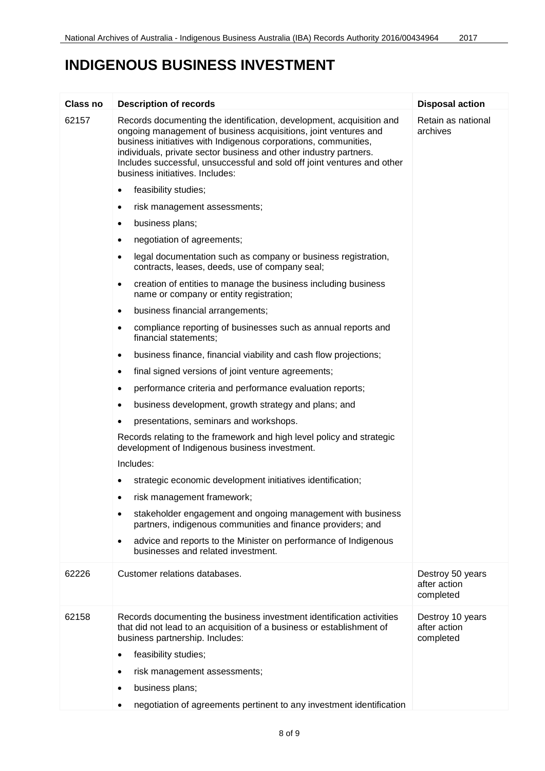# INDIGENOUS BUSINESS INVESTMENT

| Class no | Description of records | Disposal action |
|---|---|---|
| 62157 | Records documenting the identification, development, acquisition and ongoing management of business acquisitions, joint ventures and business initiatives with Indigenous corporations, communities, individuals, private sector business and other industry partners. Includes successful, unsuccessful and sold off joint ventures and other business initiatives. Includes:<br>• feasibility studies;<br>• risk management assessments;<br>• business plans;<br>• negotiation of agreements;<br>• legal documentation such as company or business registration, contracts, leases, deeds, use of company seal;<br>• creation of entities to manage the business including business name or company or entity registration;<br>• business financial arrangements;<br>• compliance reporting of businesses such as annual reports and financial statements;<br>• business finance, financial viability and cash flow projections;<br>• final signed versions of joint venture agreements;<br>• performance criteria and performance evaluation reports;<br>• business development, growth strategy and plans; and<br>• presentations, seminars and workshops.<br>Records relating to the framework and high level policy and strategic development of Indigenous business investment.<br>Includes:<br>• strategic economic development initiatives identification;<br>• risk management framework;<br>• stakeholder engagement and ongoing management with business partners, indigenous communities and finance providers; and<br>• advice and reports to the Minister on performance of Indigenous businesses and related investment. | Retain as national archives |
| 62226 | Customer relations databases. | Destroy 50 years after action completed |
| 62158 | Records documenting the business investment identification activities that did not lead to an acquisition of a business or establishment of business partnership. Includes:<br>• feasibility studies;<br>• risk management assessments;<br>• business plans;<br>• negotiation of agreements pertinent to any investment identification | Destroy 10 years after action completed |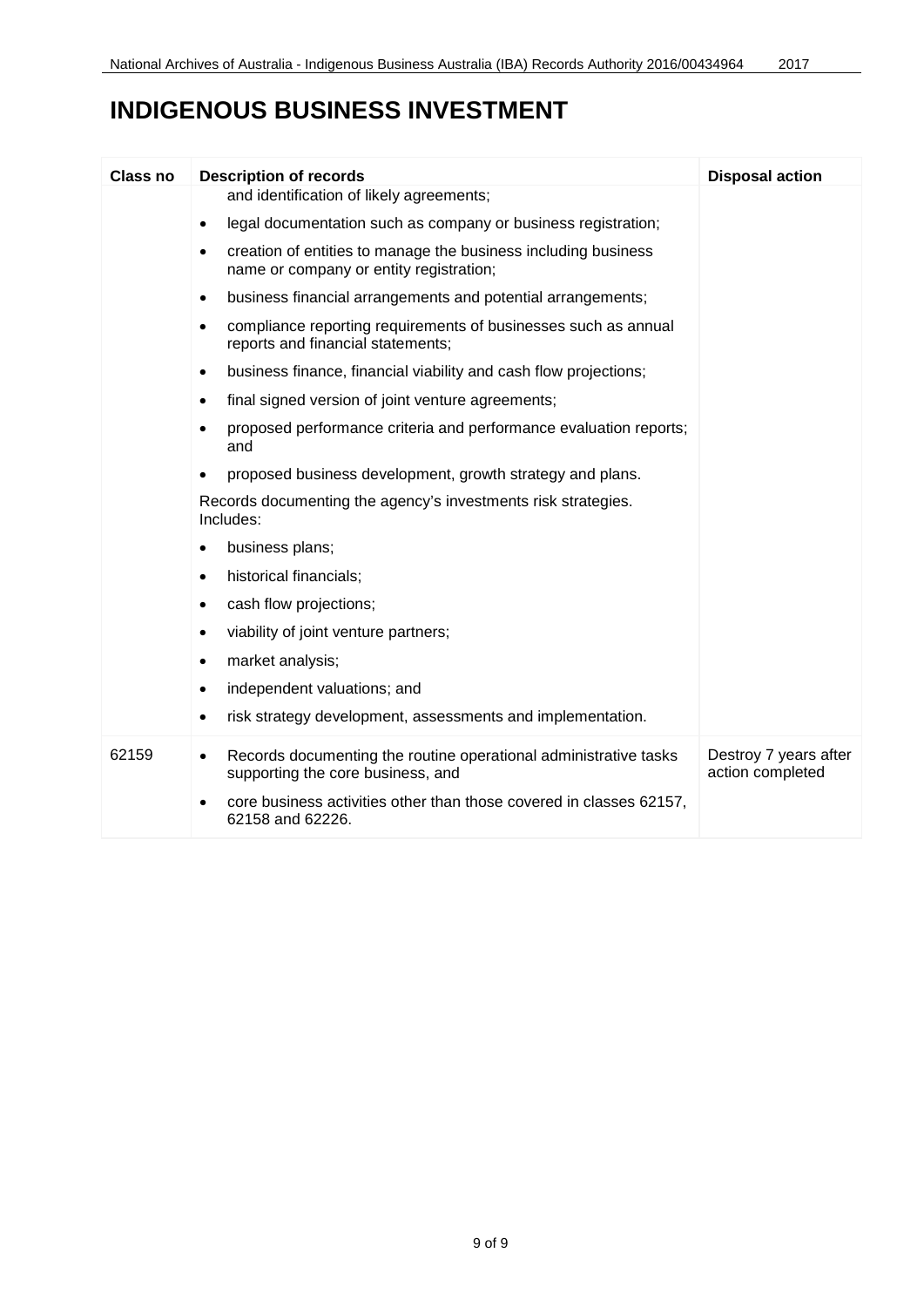# INDIGENOUS BUSINESS INVESTMENT

| Class no | Description of records | Disposal action |
|---|---|---|
| | and identification of likely agreements;<br>• legal documentation such as company or business registration;<br>• creation of entities to manage the business including business name or company or entity registration;<br>• business financial arrangements and potential arrangements;<br>• compliance reporting requirements of businesses such as annual reports and financial statements;<br>• business finance, financial viability and cash flow projections;<br>• final signed version of joint venture agreements;<br>• proposed performance criteria and performance evaluation reports; and<br>• proposed business development, growth strategy and plans.<br>Records documenting the agency's investments risk strategies. Includes:<br>• business plans;<br>• historical financials;<br>• cash flow projections;<br>• viability of joint venture partners;<br>• market analysis;<br>• independent valuations; and<br>• risk strategy development, assessments and implementation. | |
| 62159 | • Records documenting the routine operational administrative tasks supporting the core business, and<br>• core business activities other than those covered in classes 62157, 62158 and 62226. | Destroy 7 years after action completed |